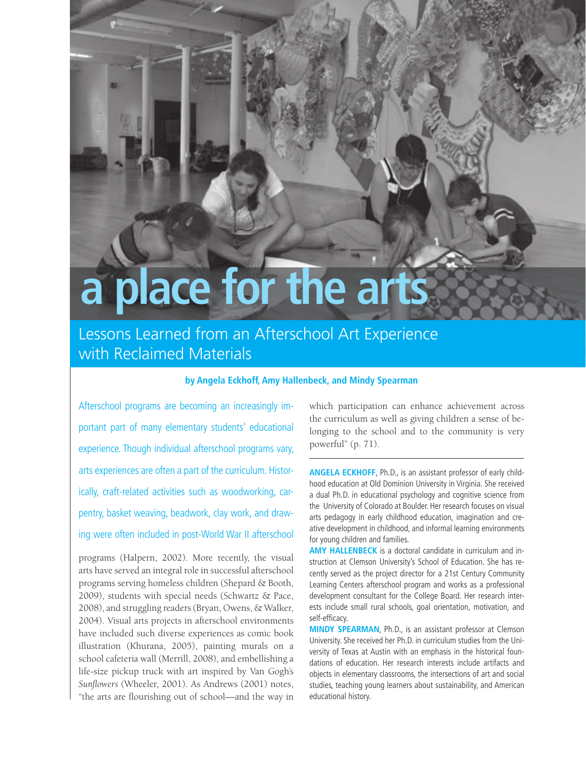# a place for the arts

## Lessons Learned from an Afterschool Art Experience with Reclaimed Materials

**by Angela Eckhoff, Amy Hallenbeck, and Mindy Spearman**

Afterschool programs are becoming an increasingly important part of many elementary students' educational experience. Though individual afterschool programs vary, arts experiences are often a part of the curriculum. Historically, craft-related activities such as woodworking, carpentry, basket weaving, beadwork, clay work, and drawing were often included in post-World War II afterschool programs (Halpern, 2002). More recently, the visual arts have served an integral role in successful afterschool programs serving homeless children (Shepard & Booth, 2009), students with special needs (Schwartz & Pace, 2008), and struggling readers (Bryan, Owens, & Walker, 2004). Visual arts projects in afterschool environments have included such diverse experiences as comic book illustration (Khurana, 2005), painting murals on a school cafeteria wall (Merrill, 2008), and embellishing a life-size pickup truck with art inspired by Van Gogh's *Sunflowers* (Wheeler, 2001). As Andrews (2001) notes, "the arts are flourishing out of school—and the way in which participation can enhance achievement across the curriculum as well as giving children a sense of belonging to the school and to the community is very powerful" (p. 71).

---

**ANGELA ECKHOFF**, Ph.D., is an assistant professor of early childhood education at Old Dominion University in Virginia. She received a dual Ph.D. in educational psychology and cognitive science from the University of Colorado at Boulder. Her research focuses on visual arts pedagogy in early childhood education, imagination and creative development in childhood, and informal learning environments for young children and families.

**AMY HALLENBECK** is a doctoral candidate in curriculum and instruction at Clemson University's School of Education. She has recently served as the project director for a 21st Century Community Learning Centers afterschool program and works as a professional development consultant for the College Board. Her research interests include small rural schools, goal orientation, motivation, and self-efficacy.

**MINDY SPEARMAN**, Ph.D., is an assistant professor at Clemson University. She received her Ph.D. in curriculum studies from the University of Texas at Austin with an emphasis in the historical foundations of education. Her research interests include artifacts and objects in elementary classrooms, the intersections of art and social studies, teaching young learners about sustainability, and American educational history.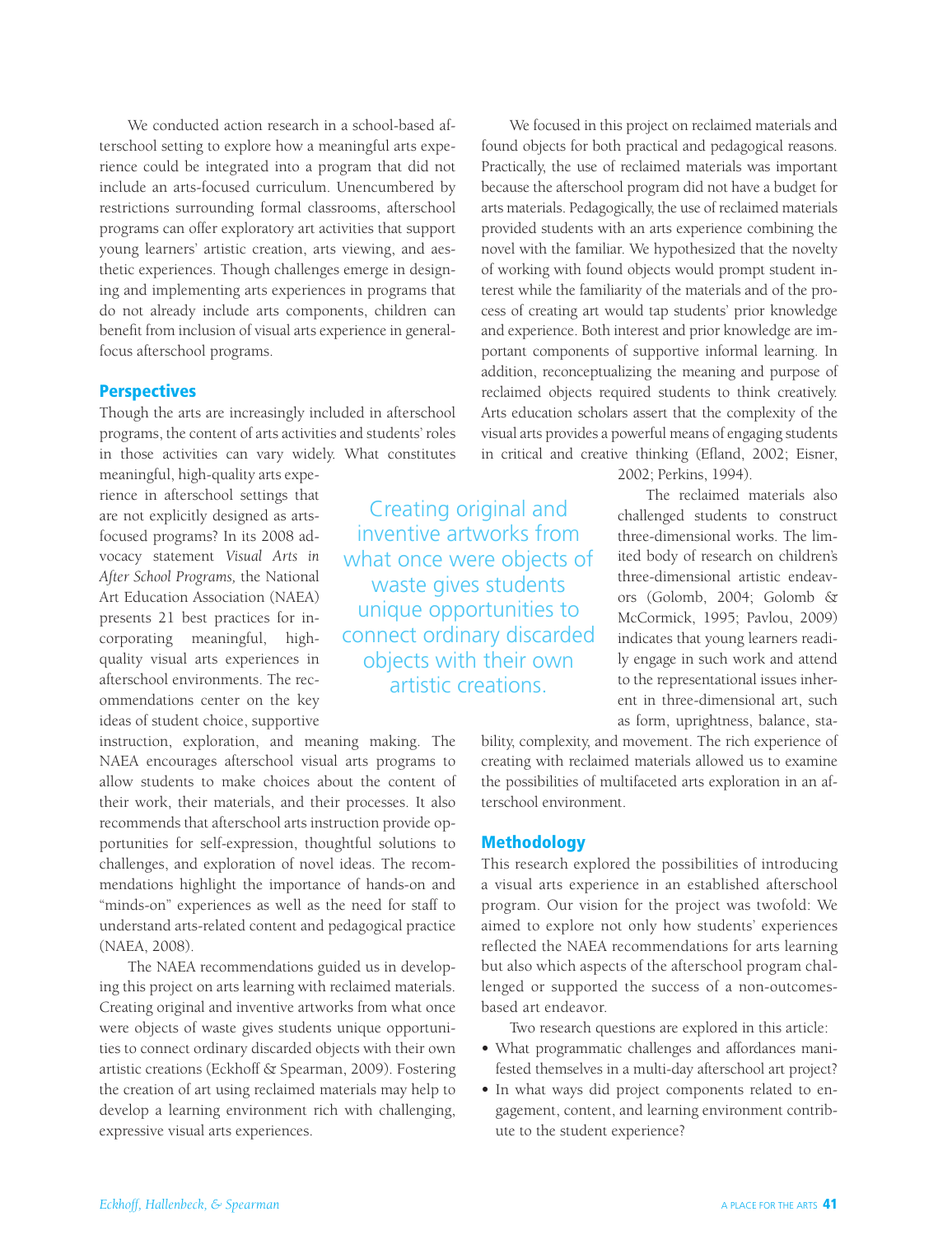We conducted action research in a school-based afterschool setting to explore how a meaningful arts experience could be integrated into a program that did not include an arts-focused curriculum. Unencumbered by restrictions surrounding formal classrooms, afterschool programs can offer exploratory art activities that support young learners' artistic creation, arts viewing, and aesthetic experiences. Though challenges emerge in designing and implementing arts experiences in programs that do not already include arts components, children can benefit from inclusion of visual arts experience in general-focus afterschool programs.

## Perspectives

Though the arts are increasingly included in afterschool programs, the content of arts activities and students' roles in those activities can vary widely. What constitutes meaningful, high-quality arts experience in afterschool settings that are not explicitly designed as arts-focused programs? In its 2008 advocacy statement *Visual Arts in After School Programs,* the National Art Education Association (NAEA) presents 21 best practices for incorporating meaningful, high-quality visual arts experiences in afterschool environments. The recommendations center on the key ideas of student choice, supportive instruction, exploration, and meaning making. The NAEA encourages afterschool visual arts programs to allow students to make choices about the content of their work, their materials, and their processes. It also recommends that afterschool arts instruction provide opportunities for self-expression, thoughtful solutions to challenges, and exploration of novel ideas. The recommendations highlight the importance of hands-on and "minds-on" experiences as well as the need for staff to understand arts-related content and pedagogical practice (NAEA, 2008).

The NAEA recommendations guided us in developing this project on arts learning with reclaimed materials. Creating original and inventive artworks from what once were objects of waste gives students unique opportunities to connect ordinary discarded objects with their own artistic creations (Eckhoff & Spearman, 2009). Fostering the creation of art using reclaimed materials may help to develop a learning environment rich with challenging, expressive visual arts experiences.

We focused in this project on reclaimed materials and found objects for both practical and pedagogical reasons. Practically, the use of reclaimed materials was important because the afterschool program did not have a budget for arts materials. Pedagogically, the use of reclaimed materials provided students with an arts experience combining the novel with the familiar. We hypothesized that the novelty of working with found objects would prompt student interest while the familiarity of the materials and of the process of creating art would tap students' prior knowledge and experience. Both interest and prior knowledge are important components of supportive informal learning. In addition, reconceptualizing the meaning and purpose of reclaimed objects required students to think creatively. Arts education scholars assert that the complexity of the visual arts provides a powerful means of engaging students in critical and creative thinking (Efland, 2002; Eisner, 2002; Perkins, 1994).

The reclaimed materials also challenged students to construct three-dimensional works. The limited body of research on children's three-dimensional artistic endeavors (Golomb, 2004; Golomb & McCormick, 1995; Pavlou, 2009) indicates that young learners readily engage in such work and attend to the representational issues inherent in three-dimensional art, such as form, uprightness, balance, stability, complexity, and movement. The rich experience of creating with reclaimed materials allowed us to examine the possibilities of multifaceted arts exploration in an afterschool environment.

## Methodology

This research explored the possibilities of introducing a visual arts experience in an established afterschool program. Our vision for the project was twofold: We aimed to explore not only how students' experiences reflected the NAEA recommendations for arts learning but also which aspects of the afterschool program challenged or supported the success of a non-outcomes-based art endeavor.

Two research questions are explored in this article:

- What programmatic challenges and affordances manifested themselves in a multi-day afterschool art project?
- In what ways did project components related to engagement, content, and learning environment contribute to the student experience?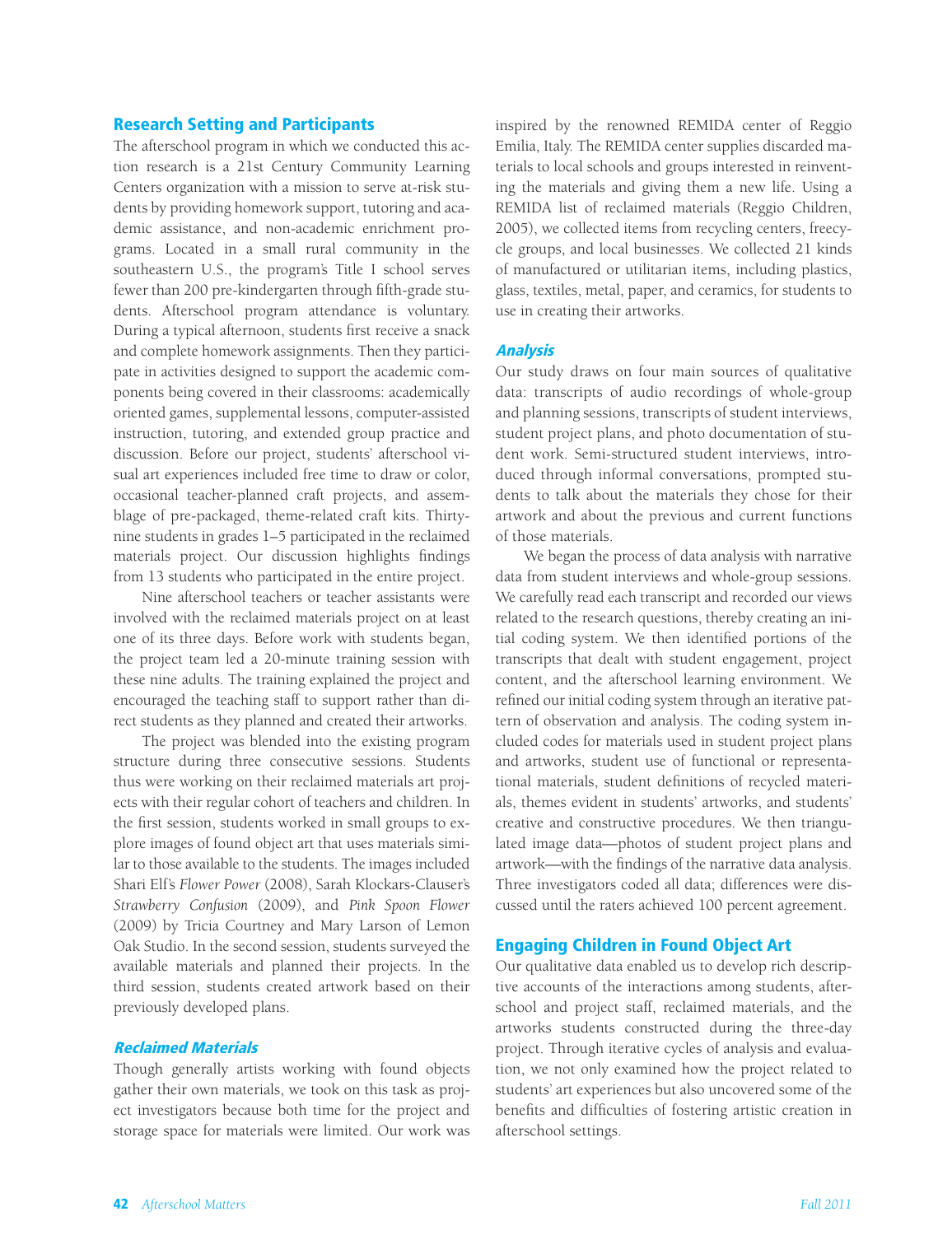## Research Setting and Participants

The afterschool program in which we conducted this action research is a 21st Century Community Learning Centers organization with a mission to serve at-risk students by providing homework support, tutoring and academic assistance, and non-academic enrichment programs. Located in a small rural community in the southeastern U.S., the program's Title I school serves fewer than 200 pre-kindergarten through fifth-grade students. Afterschool program attendance is voluntary. During a typical afternoon, students first receive a snack and complete homework assignments. Then they participate in activities designed to support the academic components being covered in their classrooms: academically oriented games, supplemental lessons, computer-assisted instruction, tutoring, and extended group practice and discussion. Before our project, students' afterschool visual art experiences included free time to draw or color, occasional teacher-planned craft projects, and assemblage of pre-packaged, theme-related craft kits. Thirty-nine students in grades 1–5 participated in the reclaimed materials project. Our discussion highlights findings from 13 students who participated in the entire project.

Nine afterschool teachers or teacher assistants were involved with the reclaimed materials project on at least one of its three days. Before work with students began, the project team led a 20-minute training session with these nine adults. The training explained the project and encouraged the teaching staff to support rather than direct students as they planned and created their artworks.

The project was blended into the existing program structure during three consecutive sessions. Students thus were working on their reclaimed materials art projects with their regular cohort of teachers and children. In the first session, students worked in small groups to explore images of found object art that uses materials similar to those available to the students. The images included Shari Elf's *Flower Power* (2008), Sarah Klockars-Clauser's *Strawberry Confusion* (2009), and *Pink Spoon Flower* (2009) by Tricia Courtney and Mary Larson of Lemon Oak Studio. In the second session, students surveyed the available materials and planned their projects. In the third session, students created artwork based on their previously developed plans.

### Reclaimed Materials

Though generally artists working with found objects gather their own materials, we took on this task as project investigators because both time for the project and storage space for materials were limited. Our work was inspired by the renowned REMIDA center of Reggio Emilia, Italy. The REMIDA center supplies discarded materials to local schools and groups interested in reinventing the materials and giving them a new life. Using a REMIDA list of reclaimed materials (Reggio Children, 2005), we collected items from recycling centers, freecycle groups, and local businesses. We collected 21 kinds of manufactured or utilitarian items, including plastics, glass, textiles, metal, paper, and ceramics, for students to use in creating their artworks.

### Analysis

Our study draws on four main sources of qualitative data: transcripts of audio recordings of whole-group and planning sessions, transcripts of student interviews, student project plans, and photo documentation of student work. Semi-structured student interviews, introduced through informal conversations, prompted students to talk about the materials they chose for their artwork and about the previous and current functions of those materials.

We began the process of data analysis with narrative data from student interviews and whole-group sessions. We carefully read each transcript and recorded our views related to the research questions, thereby creating an initial coding system. We then identified portions of the transcripts that dealt with student engagement, project content, and the afterschool learning environment. We refined our initial coding system through an iterative pattern of observation and analysis. The coding system included codes for materials used in student project plans and artworks, student use of functional or representational materials, student definitions of recycled materials, themes evident in students' artworks, and students' creative and constructive procedures. We then triangulated image data—photos of student project plans and artwork—with the findings of the narrative data analysis. Three investigators coded all data; differences were discussed until the raters achieved 100 percent agreement.

## Engaging Children in Found Object Art

Our qualitative data enabled us to develop rich descriptive accounts of the interactions among students, afterschool and project staff, reclaimed materials, and the artworks students constructed during the three-day project. Through iterative cycles of analysis and evaluation, we not only examined how the project related to students' art experiences but also uncovered some of the benefits and difficulties of fostering artistic creation in afterschool settings.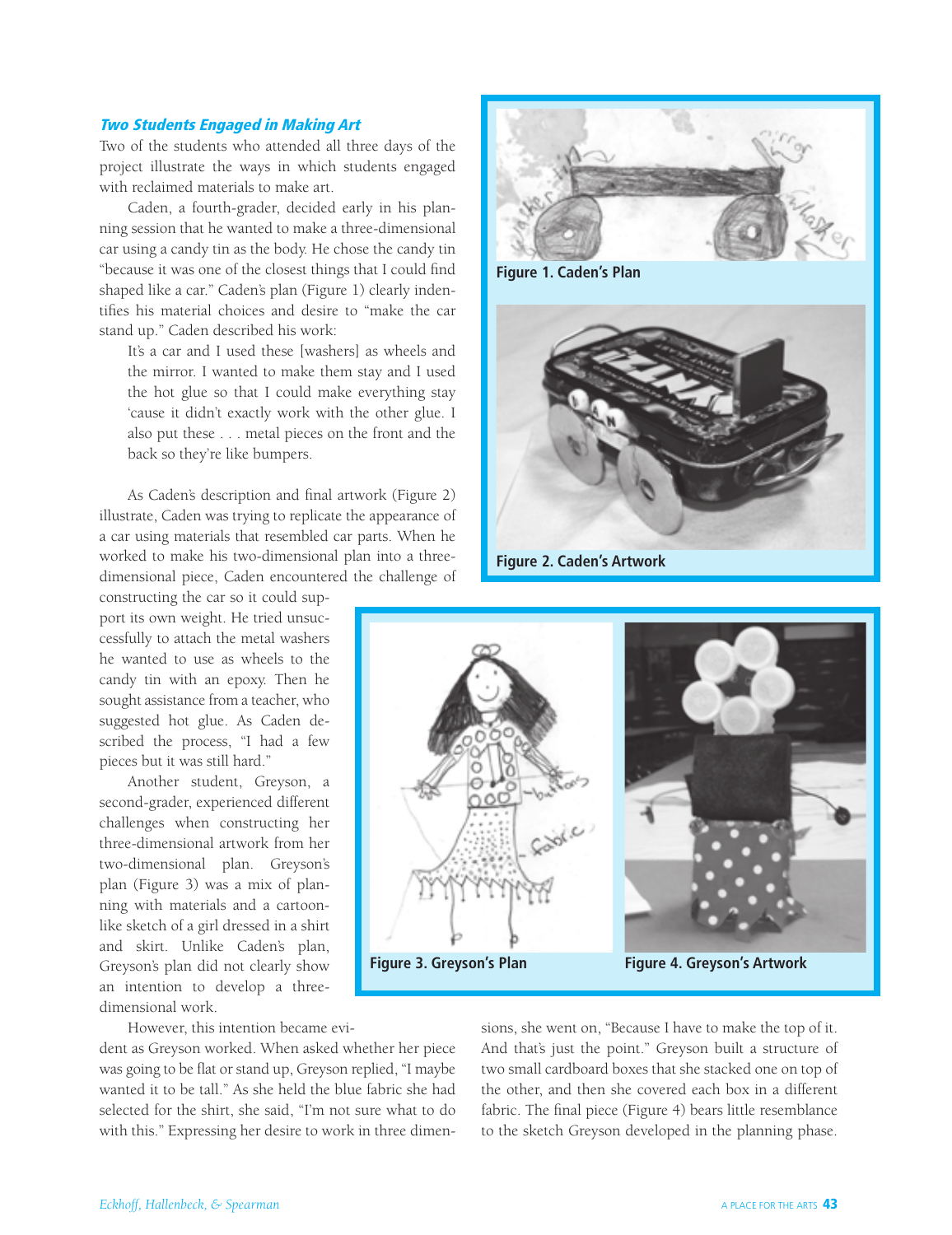### *Two Students Engaged in Making Art*

Two of the students who attended all three days of the project illustrate the ways in which students engaged with reclaimed materials to make art.

Caden, a fourth-grader, decided early in his planning session that he wanted to make a three-dimensional car using a candy tin as the body. He chose the candy tin "because it was one of the closest things that I could find shaped like a car." Caden's plan (Figure 1) clearly indentifies his material choices and desire to "make the car stand up." Caden described his work:

> It's a car and I used these [washers] as wheels and the mirror. I wanted to make them stay and I used the hot glue so that I could make everything stay 'cause it didn't exactly work with the other glue. I also put these . . . metal pieces on the front and the back so they're like bumpers.

As Caden's description and final artwork (Figure 2) illustrate, Caden was trying to replicate the appearance of a car using materials that resembled car parts. When he worked to make his two-dimensional plan into a three-dimensional piece, Caden encountered the challenge of constructing the car so it could support its own weight. He tried unsuccessfully to attach the metal washers he wanted to use as wheels to the candy tin with an epoxy. Then he sought assistance from a teacher, who suggested hot glue. As Caden described the process, "I had a few pieces but it was still hard."

Figure 1. Caden's Plan

Figure 2. Caden's Artwork

Another student, Greyson, a second-grader, experienced different challenges when constructing her three-dimensional artwork from her two-dimensional plan. Greyson's plan (Figure 3) was a mix of planning with materials and a cartoon-like sketch of a girl dressed in a shirt and skirt. Unlike Caden's plan, Greyson's plan did not clearly show an intention to develop a three-dimensional work.

Figure 3. Greyson's Plan

Figure 4. Greyson's Artwork

However, this intention became evident as Greyson worked. When asked whether her piece was going to be flat or stand up, Greyson replied, "I maybe wanted it to be tall." As she held the blue fabric she had selected for the shirt, she said, "I'm not sure what to do with this." Expressing her desire to work in three dimensions, she went on, "Because I have to make the top of it. And that's just the point." Greyson built a structure of two small cardboard boxes that she stacked one on top of the other, and then she covered each box in a different fabric. The final piece (Figure 4) bears little resemblance to the sketch Greyson developed in the planning phase.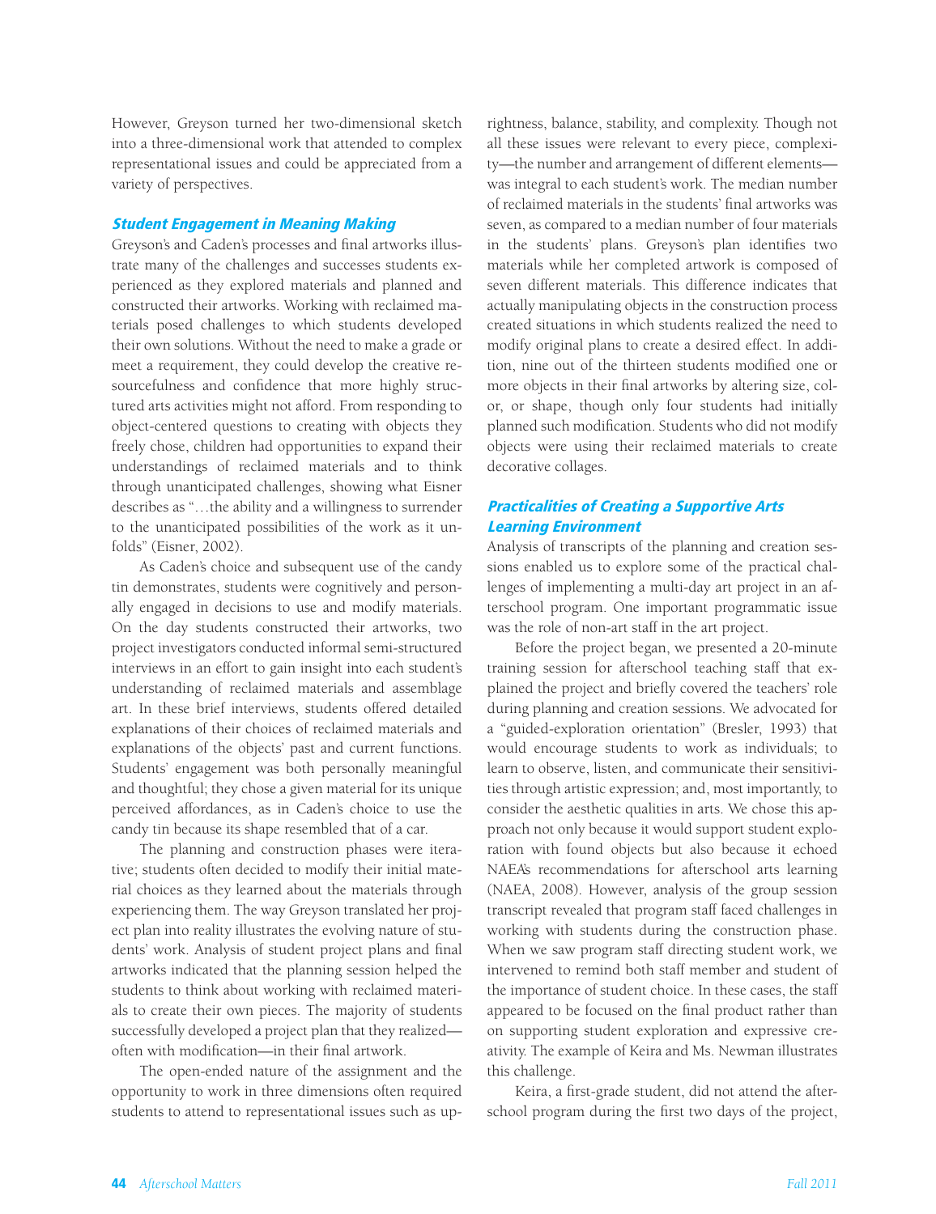However, Greyson turned her two-dimensional sketch into a three-dimensional work that attended to complex representational issues and could be appreciated from a variety of perspectives.

### *Student Engagement in Meaning Making*

Greyson's and Caden's processes and final artworks illustrate many of the challenges and successes students experienced as they explored materials and planned and constructed their artworks. Working with reclaimed materials posed challenges to which students developed their own solutions. Without the need to make a grade or meet a requirement, they could develop the creative resourcefulness and confidence that more highly structured arts activities might not afford. From responding to object-centered questions to creating with objects they freely chose, children had opportunities to expand their understandings of reclaimed materials and to think through unanticipated challenges, showing what Eisner describes as "…the ability and a willingness to surrender to the unanticipated possibilities of the work as it unfolds" (Eisner, 2002).

As Caden's choice and subsequent use of the candy tin demonstrates, students were cognitively and personally engaged in decisions to use and modify materials. On the day students constructed their artworks, two project investigators conducted informal semi-structured interviews in an effort to gain insight into each student's understanding of reclaimed materials and assemblage art. In these brief interviews, students offered detailed explanations of their choices of reclaimed materials and explanations of the objects' past and current functions. Students' engagement was both personally meaningful and thoughtful; they chose a given material for its unique perceived affordances, as in Caden's choice to use the candy tin because its shape resembled that of a car.

The planning and construction phases were iterative; students often decided to modify their initial material choices as they learned about the materials through experiencing them. The way Greyson translated her project plan into reality illustrates the evolving nature of students' work. Analysis of student project plans and final artworks indicated that the planning session helped the students to think about working with reclaimed materials to create their own pieces. The majority of students successfully developed a project plan that they realized—often with modification—in their final artwork.

The open-ended nature of the assignment and the opportunity to work in three dimensions often required students to attend to representational issues such as uprightness, balance, stability, and complexity. Though not all these issues were relevant to every piece, complexity—the number and arrangement of different elements—was integral to each student's work. The median number of reclaimed materials in the students' final artworks was seven, as compared to a median number of four materials in the students' plans. Greyson's plan identifies two materials while her completed artwork is composed of seven different materials. This difference indicates that actually manipulating objects in the construction process created situations in which students realized the need to modify original plans to create a desired effect. In addition, nine out of the thirteen students modified one or more objects in their final artworks by altering size, color, or shape, though only four students had initially planned such modification. Students who did not modify objects were using their reclaimed materials to create decorative collages.

### *Practicalities of Creating a Supportive Arts Learning Environment*

Analysis of transcripts of the planning and creation sessions enabled us to explore some of the practical challenges of implementing a multi-day art project in an afterschool program. One important programmatic issue was the role of non-art staff in the art project.

Before the project began, we presented a 20-minute training session for afterschool teaching staff that explained the project and briefly covered the teachers' role during planning and creation sessions. We advocated for a "guided-exploration orientation" (Bresler, 1993) that would encourage students to work as individuals; to learn to observe, listen, and communicate their sensitivities through artistic expression; and, most importantly, to consider the aesthetic qualities in arts. We chose this approach not only because it would support student exploration with found objects but also because it echoed NAEA's recommendations for afterschool arts learning (NAEA, 2008). However, analysis of the group session transcript revealed that program staff faced challenges in working with students during the construction phase. When we saw program staff directing student work, we intervened to remind both staff member and student of the importance of student choice. In these cases, the staff appeared to be focused on the final product rather than on supporting student exploration and expressive creativity. The example of Keira and Ms. Newman illustrates this challenge.

Keira, a first-grade student, did not attend the afterschool program during the first two days of the project,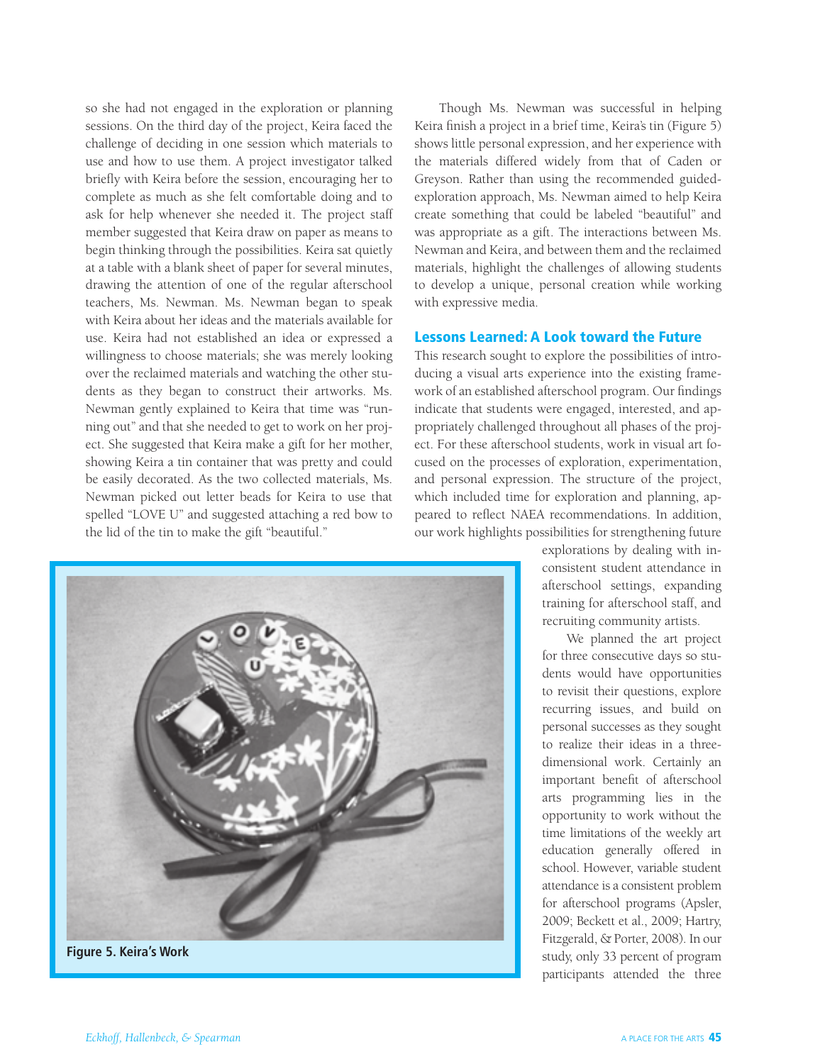so she had not engaged in the exploration or planning sessions. On the third day of the project, Keira faced the challenge of deciding in one session which materials to use and how to use them. A project investigator talked briefly with Keira before the session, encouraging her to complete as much as she felt comfortable doing and to ask for help whenever she needed it. The project staff member suggested that Keira draw on paper as means to begin thinking through the possibilities. Keira sat quietly at a table with a blank sheet of paper for several minutes, drawing the attention of one of the regular afterschool teachers, Ms. Newman. Ms. Newman began to speak with Keira about her ideas and the materials available for use. Keira had not established an idea or expressed a willingness to choose materials; she was merely looking over the reclaimed materials and watching the other students as they began to construct their artworks. Ms. Newman gently explained to Keira that time was "running out" and that she needed to get to work on her project. She suggested that Keira make a gift for her mother, showing Keira a tin container that was pretty and could be easily decorated. As the two collected materials, Ms. Newman picked out letter beads for Keira to use that spelled "LOVE U" and suggested attaching a red bow to the lid of the tin to make the gift "beautiful."

**Figure 5. Keira's Work**

Though Ms. Newman was successful in helping Keira finish a project in a brief time, Keira's tin (Figure 5) shows little personal expression, and her experience with the materials differed widely from that of Caden or Greyson. Rather than using the recommended guided-exploration approach, Ms. Newman aimed to help Keira create something that could be labeled "beautiful" and was appropriate as a gift. The interactions between Ms. Newman and Keira, and between them and the reclaimed materials, highlight the challenges of allowing students to develop a unique, personal creation while working with expressive media.

## Lessons Learned: A Look toward the Future

This research sought to explore the possibilities of introducing a visual arts experience into the existing framework of an established afterschool program. Our findings indicate that students were engaged, interested, and appropriately challenged throughout all phases of the project. For these afterschool students, work in visual art focused on the processes of exploration, experimentation, and personal expression. The structure of the project, which included time for exploration and planning, appeared to reflect NAEA recommendations. In addition, our work highlights possibilities for strengthening future explorations by dealing with inconsistent student attendance in afterschool settings, expanding training for afterschool staff, and recruiting community artists.

We planned the art project for three consecutive days so students would have opportunities to revisit their questions, explore recurring issues, and build on personal successes as they sought to realize their ideas in a three-dimensional work. Certainly an important benefit of afterschool arts programming lies in the opportunity to work without the time limitations of the weekly art education generally offered in school. However, variable student attendance is a consistent problem for afterschool programs (Apsler, 2009; Beckett et al., 2009; Hartry, Fitzgerald, & Porter, 2008). In our study, only 33 percent of program participants attended the three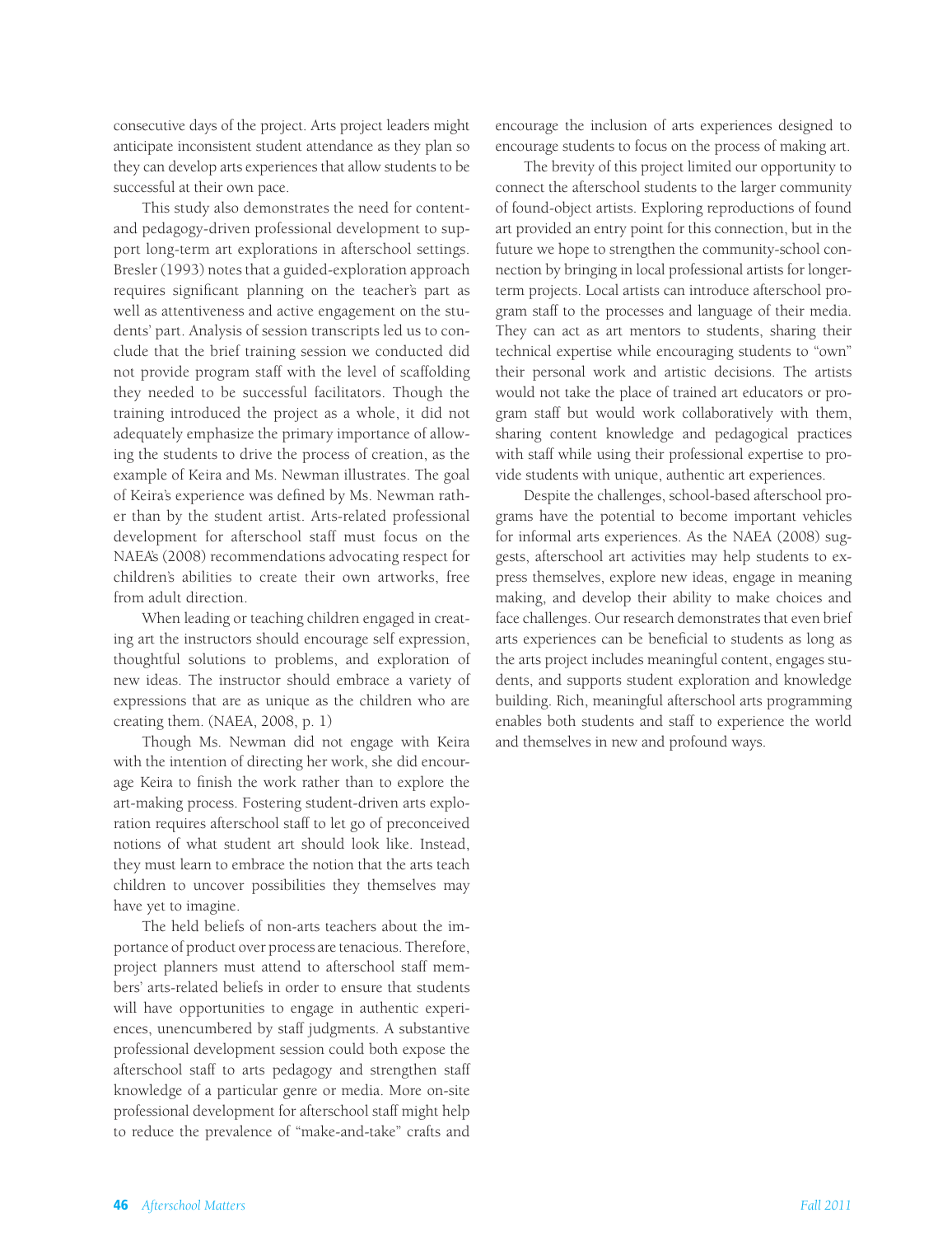consecutive days of the project. Arts project leaders might anticipate inconsistent student attendance as they plan so they can develop arts experiences that allow students to be successful at their own pace.

This study also demonstrates the need for content- and pedagogy-driven professional development to support long-term art explorations in afterschool settings. Bresler (1993) notes that a guided-exploration approach requires significant planning on the teacher's part as well as attentiveness and active engagement on the students' part. Analysis of session transcripts led us to conclude that the brief training session we conducted did not provide program staff with the level of scaffolding they needed to be successful facilitators. Though the training introduced the project as a whole, it did not adequately emphasize the primary importance of allowing the students to drive the process of creation, as the example of Keira and Ms. Newman illustrates. The goal of Keira's experience was defined by Ms. Newman rather than by the student artist. Arts-related professional development for afterschool staff must focus on the NAEA's (2008) recommendations advocating respect for children's abilities to create their own artworks, free from adult direction.

> When leading or teaching children engaged in creating art the instructors should encourage self expression, thoughtful solutions to problems, and exploration of new ideas. The instructor should embrace a variety of expressions that are as unique as the children who are creating them. (NAEA, 2008, p. 1)

Though Ms. Newman did not engage with Keira with the intention of directing her work, she did encourage Keira to finish the work rather than to explore the art-making process. Fostering student-driven arts exploration requires afterschool staff to let go of preconceived notions of what student art should look like. Instead, they must learn to embrace the notion that the arts teach children to uncover possibilities they themselves may have yet to imagine.

The held beliefs of non-arts teachers about the importance of product over process are tenacious. Therefore, project planners must attend to afterschool staff members' arts-related beliefs in order to ensure that students will have opportunities to engage in authentic experiences, unencumbered by staff judgments. A substantive professional development session could both expose the afterschool staff to arts pedagogy and strengthen staff knowledge of a particular genre or media. More on-site professional development for afterschool staff might help to reduce the prevalence of "make-and-take" crafts and encourage the inclusion of arts experiences designed to encourage students to focus on the process of making art.

The brevity of this project limited our opportunity to connect the afterschool students to the larger community of found-object artists. Exploring reproductions of found art provided an entry point for this connection, but in the future we hope to strengthen the community-school connection by bringing in local professional artists for longer-term projects. Local artists can introduce afterschool program staff to the processes and language of their media. They can act as art mentors to students, sharing their technical expertise while encouraging students to "own" their personal work and artistic decisions. The artists would not take the place of trained art educators or program staff but would work collaboratively with them, sharing content knowledge and pedagogical practices with staff while using their professional expertise to provide students with unique, authentic art experiences.

Despite the challenges, school-based afterschool programs have the potential to become important vehicles for informal arts experiences. As the NAEA (2008) suggests, afterschool art activities may help students to express themselves, explore new ideas, engage in meaning making, and develop their ability to make choices and face challenges. Our research demonstrates that even brief arts experiences can be beneficial to students as long as the arts project includes meaningful content, engages students, and supports student exploration and knowledge building. Rich, meaningful afterschool arts programming enables both students and staff to experience the world and themselves in new and profound ways.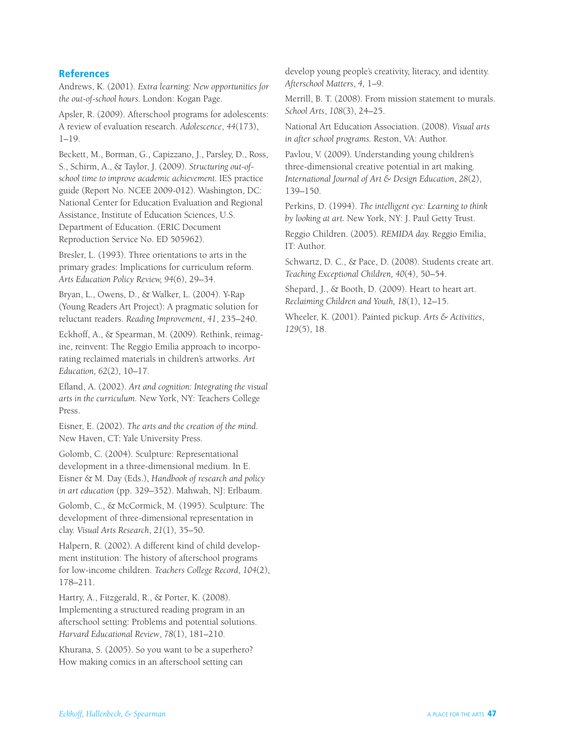## References

Andrews, K. (2001). *Extra learning: New opportunities for the out-of-school hours.* London: Kogan Page.

Apsler, R. (2009). Afterschool programs for adolescents: A review of evaluation research. *Adolescence*, *44*(173), 1–19.

Beckett, M., Borman, G., Capizzano, J., Parsley, D., Ross, S., Schirm, A., & Taylor, J. (2009). *Structuring out-of-school time to improve academic achievement.* IES practice guide (Report No. NCEE 2009-012). Washington, DC: National Center for Education Evaluation and Regional Assistance, Institute of Education Sciences, U.S. Department of Education. (ERIC Document Reproduction Service No. ED 505962).

Bresler, L. (1993). Three orientations to arts in the primary grades: Implications for curriculum reform. *Arts Education Policy Review, 94*(6), 29–34.

Bryan, L., Owens, D., & Walker, L. (2004). Y-Rap (Young Readers Art Project): A pragmatic solution for reluctant readers. *Reading Improvement*, *41*, 235–240.

Eckhoff, A., & Spearman, M. (2009). Rethink, reimagine, reinvent: The Reggio Emilia approach to incorporating reclaimed materials in children's artworks. *Art Education, 62*(2), 10–17.

Efland, A. (2002). *Art and cognition: Integrating the visual arts in the curriculum.* New York, NY: Teachers College Press.

Eisner, E. (2002). *The arts and the creation of the mind.* New Haven, CT: Yale University Press.

Golomb, C. (2004). Sculpture: Representational development in a three-dimensional medium. In E. Eisner & M. Day (Eds.), *Handbook of research and policy in art education* (pp. 329–352). Mahwah, NJ: Erlbaum.

Golomb, C., & McCormick, M. (1995). Sculpture: The development of three-dimensional representation in clay. *Visual Arts Research*, *21*(1), 35–50.

Halpern, R. (2002). A different kind of child development institution: The history of afterschool programs for low-income children. *Teachers College Record*, *104*(2), 178–211.

Hartry, A., Fitzgerald, R., & Porter, K. (2008). Implementing a structured reading program in an afterschool setting: Problems and potential solutions. *Harvard Educational Review*, *78*(1), 181–210.

Khurana, S. (2005). So you want to be a superhero? How making comics in an afterschool setting can develop young people's creativity, literacy, and identity. *Afterschool Matters*, *4,* 1–9.

Merrill, B. T. (2008). From mission statement to murals. *School Arts*, *108*(3), 24–25.

National Art Education Association. (2008). *Visual arts in after school programs.* Reston, VA: Author.

Pavlou, V. (2009). Understanding young children's three-dimensional creative potential in art making. *International Journal of Art & Design Education*, *28*(2), 139–150.

Perkins, D. (1994). *The intelligent eye: Learning to think by looking at art.* New York, NY: J. Paul Getty Trust.

Reggio Children. (2005). *REMIDA day.* Reggio Emilia, IT: Author.

Schwartz, D. C., & Pace, D. (2008). Students create art. *Teaching Exceptional Children, 40*(4), 50–54.

Shepard, J., & Booth, D. (2009). Heart to heart art. *Reclaiming Children and Youth, 18*(1), 12–15.

Wheeler, K. (2001). Painted pickup. *Arts & Activities*, *129*(5), 18.